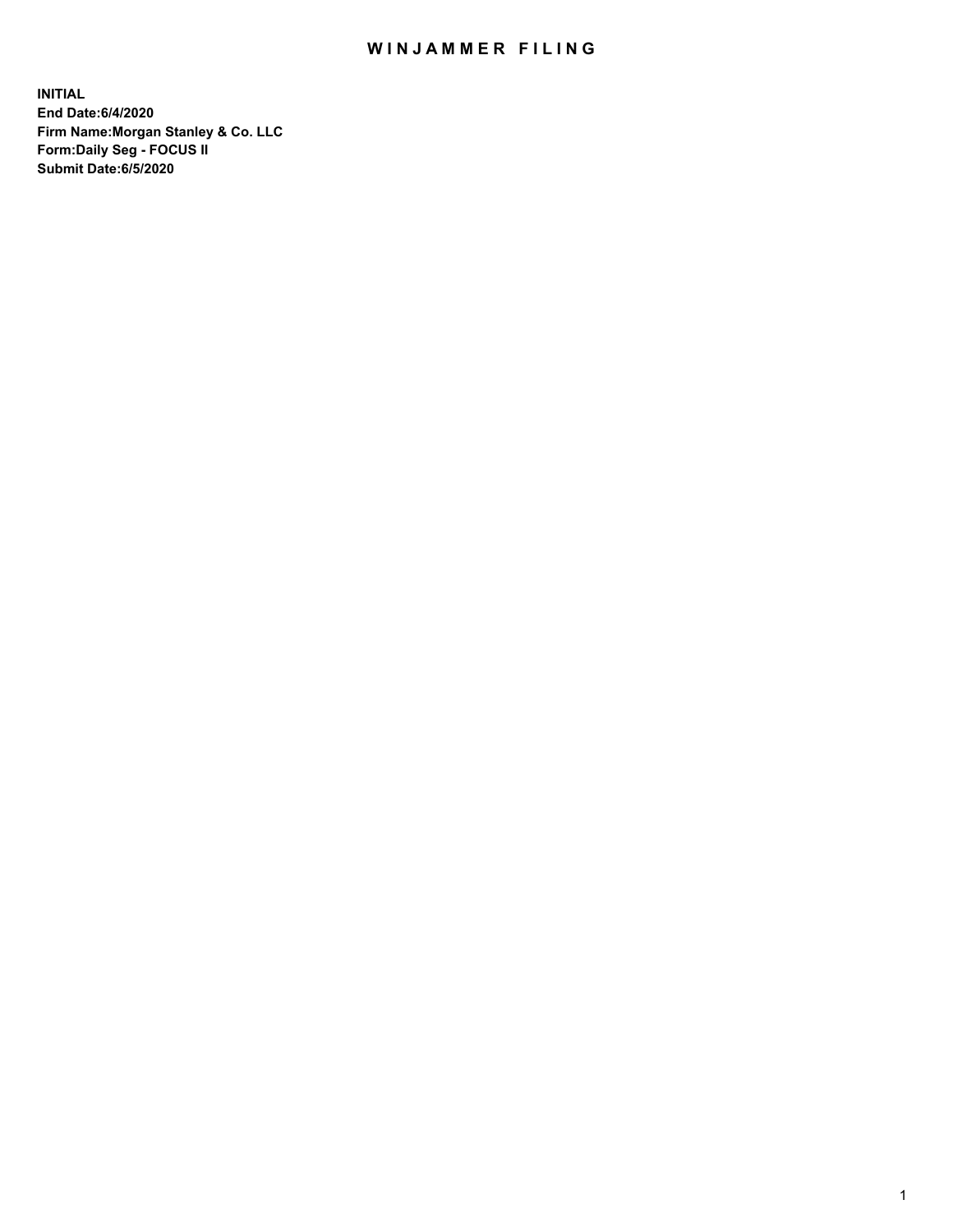# WINJAMMER FILING

**INITIAL**
**End Date:6/4/2020**
**Firm Name:Morgan Stanley & Co. LLC**
**Form:Daily Seg - FOCUS II**
**Submit Date:6/5/2020**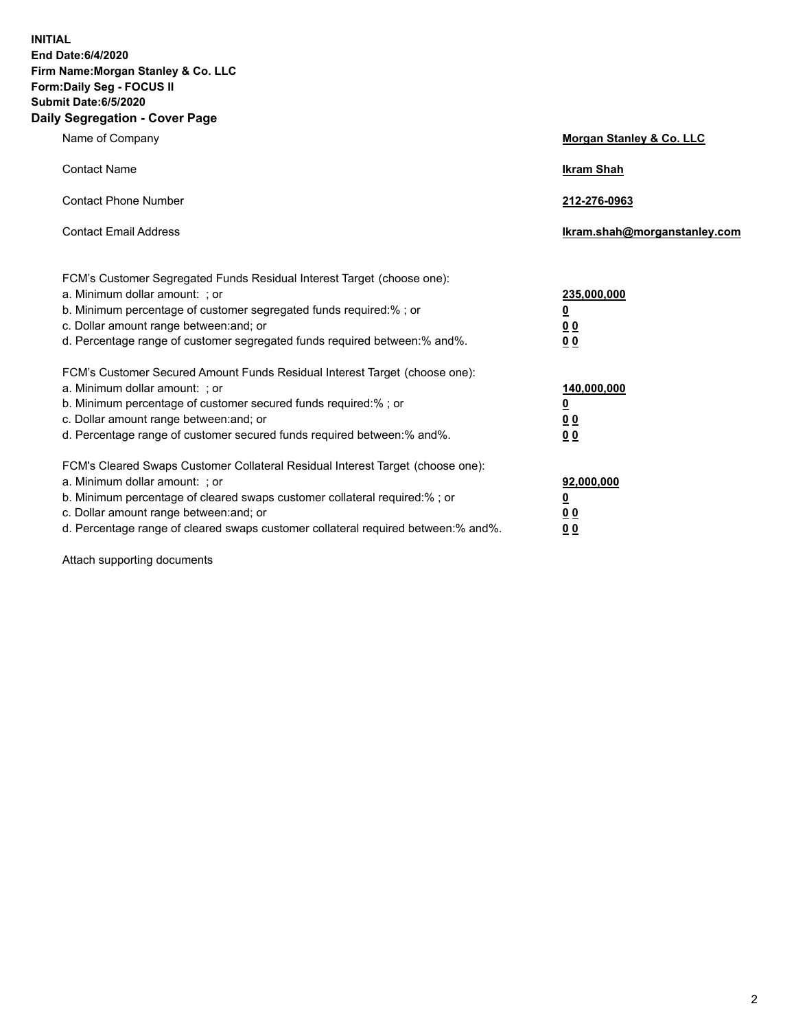**INITIAL**
**End Date:6/4/2020**
**Firm Name:Morgan Stanley & Co. LLC**
**Form:Daily Seg - FOCUS II**
**Submit Date:6/5/2020**

## Daily Segregation - Cover Page

| | |
|---|---|
| Name of Company | **Morgan Stanley & Co. LLC** |
| Contact Name | **Ikram Shah** |
| Contact Phone Number | **212-276-0963** |
| Contact Email Address | **Ikram.shah@morganstanley.com** |

| | |
|---|---|
| FCM's Customer Segregated Funds Residual Interest Target (choose one): | |
| a. Minimum dollar amount: ; or | **235,000,000** |
| b. Minimum percentage of customer segregated funds required:% ; or | **0** |
| c. Dollar amount range between:and; or | **0 0** |
| d. Percentage range of customer segregated funds required between:% and%. | **0 0** |
| FCM's Customer Secured Amount Funds Residual Interest Target (choose one): | |
| a. Minimum dollar amount: ; or | **140,000,000** |
| b. Minimum percentage of customer secured funds required:% ; or | **0** |
| c. Dollar amount range between:and; or | **0 0** |
| d. Percentage range of customer secured funds required between:% and%. | **0 0** |
| FCM's Cleared Swaps Customer Collateral Residual Interest Target (choose one): | |
| a. Minimum dollar amount: ; or | **92,000,000** |
| b. Minimum percentage of cleared swaps customer collateral required:% ; or | **0** |
| c. Dollar amount range between:and; or | **0 0** |
| d. Percentage range of cleared swaps customer collateral required between:% and%. | **0 0** |

Attach supporting documents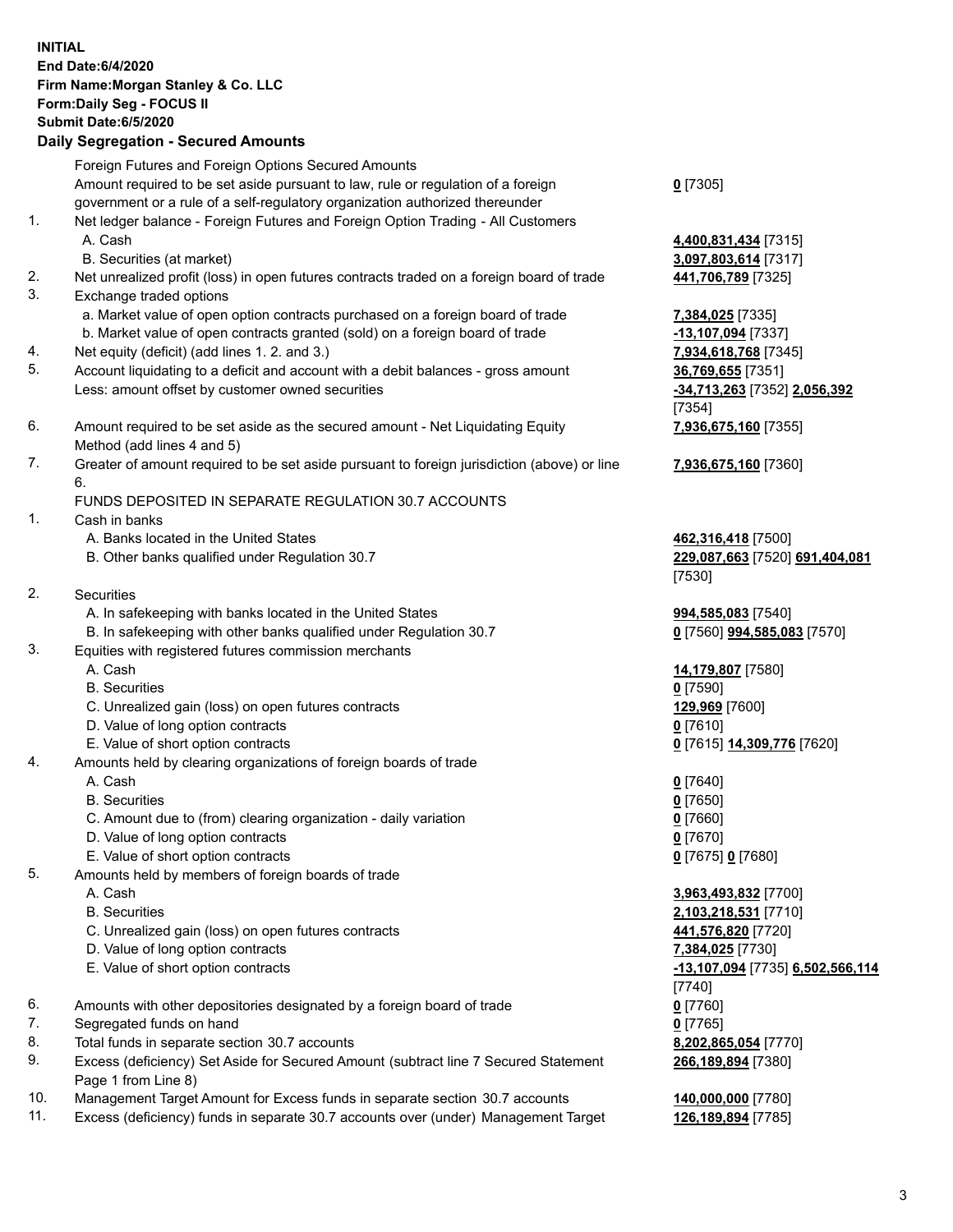**INITIAL**
**End Date:6/4/2020**
**Firm Name:Morgan Stanley & Co. LLC**
**Form:Daily Seg - FOCUS II**
**Submit Date:6/5/2020**

### Daily Segregation - Secured Amounts

| | | |
|---|---|---|
| | Foreign Futures and Foreign Options Secured Amounts | |
| | Amount required to be set aside pursuant to law, rule or regulation of a foreign government or a rule of a self-regulatory organization authorized thereunder | **0** [7305] |
| 1. | Net ledger balance - Foreign Futures and Foreign Option Trading - All Customers | |
| | A. Cash | **4,400,831,434** [7315] |
| | B. Securities (at market) | **3,097,803,614** [7317] |
| 2. | Net unrealized profit (loss) in open futures contracts traded on a foreign board of trade | **441,706,789** [7325] |
| 3. | Exchange traded options | |
| | a. Market value of open option contracts purchased on a foreign board of trade | **7,384,025** [7335] |
| | b. Market value of open contracts granted (sold) on a foreign board of trade | **-13,107,094** [7337] |
| 4. | Net equity (deficit) (add lines 1. 2. and 3.) | **7,934,618,768** [7345] |
| 5. | Account liquidating to a deficit and account with a debit balances - gross amount | **36,769,655** [7351] |
| | Less: amount offset by customer owned securities | **-34,713,263** [7352] **2,056,392** [7354] |
| 6. | Amount required to be set aside as the secured amount - Net Liquidating Equity Method (add lines 4 and 5) | **7,936,675,160** [7355] |
| 7. | Greater of amount required to be set aside pursuant to foreign jurisdiction (above) or line 6. | **7,936,675,160** [7360] |
| | FUNDS DEPOSITED IN SEPARATE REGULATION 30.7 ACCOUNTS | |
| 1. | Cash in banks | |
| | A. Banks located in the United States | **462,316,418** [7500] |
| | B. Other banks qualified under Regulation 30.7 | **229,087,663** [7520] **691,404,081** [7530] |
| 2. | Securities | |
| | A. In safekeeping with banks located in the United States | **994,585,083** [7540] |
| | B. In safekeeping with other banks qualified under Regulation 30.7 | **0** [7560] **994,585,083** [7570] |
| 3. | Equities with registered futures commission merchants | |
| | A. Cash | **14,179,807** [7580] |
| | B. Securities | **0** [7590] |
| | C. Unrealized gain (loss) on open futures contracts | **129,969** [7600] |
| | D. Value of long option contracts | **0** [7610] |
| | E. Value of short option contracts | **0** [7615] **14,309,776** [7620] |
| 4. | Amounts held by clearing organizations of foreign boards of trade | |
| | A. Cash | **0** [7640] |
| | B. Securities | **0** [7650] |
| | C. Amount due to (from) clearing organization - daily variation | **0** [7660] |
| | D. Value of long option contracts | **0** [7670] |
| | E. Value of short option contracts | **0** [7675] **0** [7680] |
| 5. | Amounts held by members of foreign boards of trade | |
| | A. Cash | **3,963,493,832** [7700] |
| | B. Securities | **2,103,218,531** [7710] |
| | C. Unrealized gain (loss) on open futures contracts | **441,576,820** [7720] |
| | D. Value of long option contracts | **7,384,025** [7730] |
| | E. Value of short option contracts | **-13,107,094** [7735] **6,502,566,114** [7740] |
| 6. | Amounts with other depositories designated by a foreign board of trade | **0** [7760] |
| 7. | Segregated funds on hand | **0** [7765] |
| 8. | Total funds in separate section 30.7 accounts | **8,202,865,054** [7770] |
| 9. | Excess (deficiency) Set Aside for Secured Amount (subtract line 7 Secured Statement Page 1 from Line 8) | **266,189,894** [7380] |
| 10. | Management Target Amount for Excess funds in separate section 30.7 accounts | **140,000,000** [7780] |
| 11. | Excess (deficiency) funds in separate 30.7 accounts over (under) Management Target | **126,189,894** [7785] |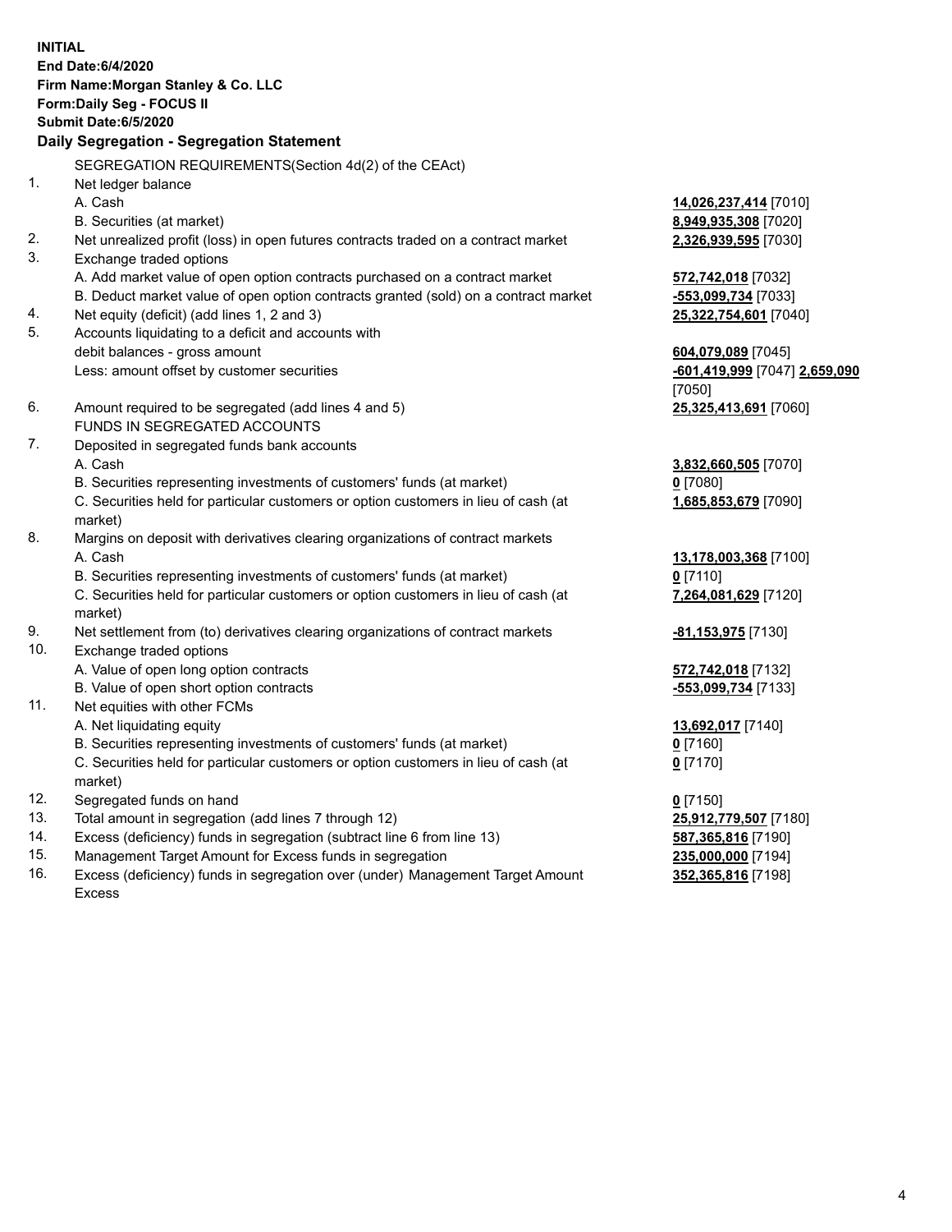**INITIAL**
**End Date:6/4/2020**
**Firm Name:Morgan Stanley & Co. LLC**
**Form:Daily Seg - FOCUS II**
**Submit Date:6/5/2020**

**Daily Segregation - Segregation Statement**

| | | |
|---|---|---|
| | SEGREGATION REQUIREMENTS(Section 4d(2) of the CEAct) | |
| 1. | Net ledger balance | |
| | A. Cash | **14,026,237,414** [7010] |
| | B. Securities (at market) | **8,949,935,308** [7020] |
| 2. | Net unrealized profit (loss) in open futures contracts traded on a contract market | **2,326,939,595** [7030] |
| 3. | Exchange traded options | |
| | A. Add market value of open option contracts purchased on a contract market | **572,742,018** [7032] |
| | B. Deduct market value of open option contracts granted (sold) on a contract market | **-553,099,734** [7033] |
| 4. | Net equity (deficit) (add lines 1, 2 and 3) | **25,322,754,601** [7040] |
| 5. | Accounts liquidating to a deficit and accounts with debit balances - gross amount | **604,079,089** [7045] |
| | Less: amount offset by customer securities | **-601,419,999** [7047] **2,659,090** [7050] |
| 6. | Amount required to be segregated (add lines 4 and 5) | **25,325,413,691** [7060] |
| | FUNDS IN SEGREGATED ACCOUNTS | |
| 7. | Deposited in segregated funds bank accounts | |
| | A. Cash | **3,832,660,505** [7070] |
| | B. Securities representing investments of customers' funds (at market) | **0** [7080] |
| | C. Securities held for particular customers or option customers in lieu of cash (at market) | **1,685,853,679** [7090] |
| 8. | Margins on deposit with derivatives clearing organizations of contract markets | |
| | A. Cash | **13,178,003,368** [7100] |
| | B. Securities representing investments of customers' funds (at market) | **0** [7110] |
| | C. Securities held for particular customers or option customers in lieu of cash (at market) | **7,264,081,629** [7120] |
| 9. | Net settlement from (to) derivatives clearing organizations of contract markets | **-81,153,975** [7130] |
| 10. | Exchange traded options | |
| | A. Value of open long option contracts | **572,742,018** [7132] |
| | B. Value of open short option contracts | **-553,099,734** [7133] |
| 11. | Net equities with other FCMs | |
| | A. Net liquidating equity | **13,692,017** [7140] |
| | B. Securities representing investments of customers' funds (at market) | **0** [7160] |
| | C. Securities held for particular customers or option customers in lieu of cash (at market) | **0** [7170] |
| 12. | Segregated funds on hand | **0** [7150] |
| 13. | Total amount in segregation (add lines 7 through 12) | **25,912,779,507** [7180] |
| 14. | Excess (deficiency) funds in segregation (subtract line 6 from line 13) | **587,365,816** [7190] |
| 15. | Management Target Amount for Excess funds in segregation | **235,000,000** [7194] |
| 16. | Excess (deficiency) funds in segregation over (under) Management Target Amount Excess | **352,365,816** [7198] |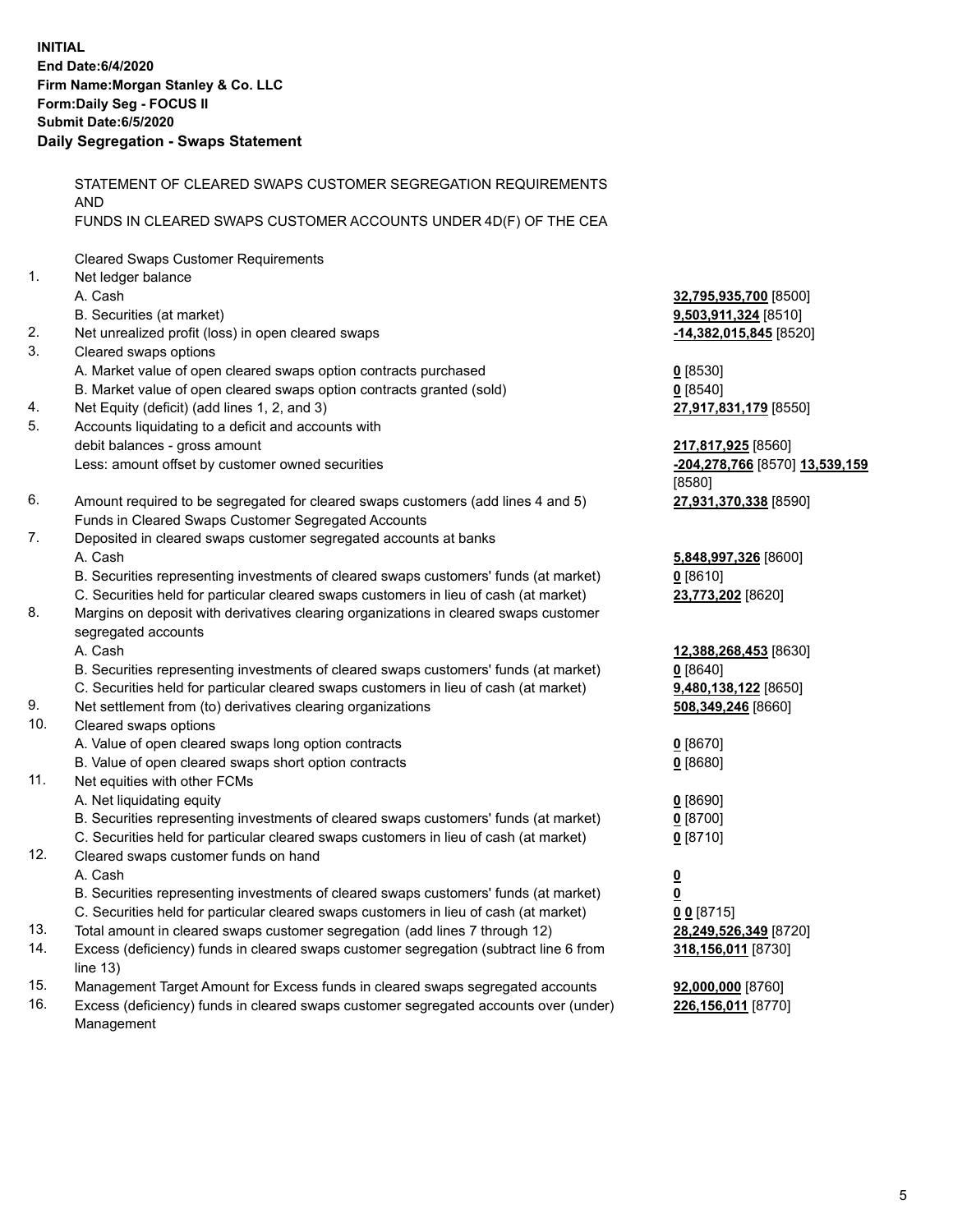**INITIAL**
**End Date:6/4/2020**
**Firm Name:Morgan Stanley & Co. LLC**
**Form:Daily Seg - FOCUS II**
**Submit Date:6/5/2020**
**Daily Segregation - Swaps Statement**

STATEMENT OF CLEARED SWAPS CUSTOMER SEGREGATION REQUIREMENTS AND FUNDS IN CLEARED SWAPS CUSTOMER ACCOUNTS UNDER 4D(F) OF THE CEA

| | | |
|---|---|---|
| | Cleared Swaps Customer Requirements | |
| 1. | Net ledger balance | |
| | A. Cash | **32,795,935,700** [8500] |
| | B. Securities (at market) | **9,503,911,324** [8510] |
| 2. | Net unrealized profit (loss) in open cleared swaps | **-14,382,015,845** [8520] |
| 3. | Cleared swaps options | |
| | A. Market value of open cleared swaps option contracts purchased | **0** [8530] |
| | B. Market value of open cleared swaps option contracts granted (sold) | **0** [8540] |
| 4. | Net Equity (deficit) (add lines 1, 2, and 3) | **27,917,831,179** [8550] |
| 5. | Accounts liquidating to a deficit and accounts with debit balances - gross amount | **217,817,925** [8560] |
| | Less: amount offset by customer owned securities | **-204,278,766** [8570] **13,539,159** [8580] |
| 6. | Amount required to be segregated for cleared swaps customers (add lines 4 and 5) | **27,931,370,338** [8590] |
| | Funds in Cleared Swaps Customer Segregated Accounts | |
| 7. | Deposited in cleared swaps customer segregated accounts at banks | |
| | A. Cash | **5,848,997,326** [8600] |
| | B. Securities representing investments of cleared swaps customers' funds (at market) | **0** [8610] |
| | C. Securities held for particular cleared swaps customers in lieu of cash (at market) | **23,773,202** [8620] |
| 8. | Margins on deposit with derivatives clearing organizations in cleared swaps customer segregated accounts | |
| | A. Cash | **12,388,268,453** [8630] |
| | B. Securities representing investments of cleared swaps customers' funds (at market) | **0** [8640] |
| | C. Securities held for particular cleared swaps customers in lieu of cash (at market) | **9,480,138,122** [8650] |
| 9. | Net settlement from (to) derivatives clearing organizations | **508,349,246** [8660] |
| 10. | Cleared swaps options | |
| | A. Value of open cleared swaps long option contracts | **0** [8670] |
| | B. Value of open cleared swaps short option contracts | **0** [8680] |
| 11. | Net equities with other FCMs | |
| | A. Net liquidating equity | **0** [8690] |
| | B. Securities representing investments of cleared swaps customers' funds (at market) | **0** [8700] |
| | C. Securities held for particular cleared swaps customers in lieu of cash (at market) | **0** [8710] |
| 12. | Cleared swaps customer funds on hand | |
| | A. Cash | **0** |
| | B. Securities representing investments of cleared swaps customers' funds (at market) | **0** |
| | C. Securities held for particular cleared swaps customers in lieu of cash (at market) | **0** **0** [8715] |
| 13. | Total amount in cleared swaps customer segregation (add lines 7 through 12) | **28,249,526,349** [8720] |
| 14. | Excess (deficiency) funds in cleared swaps customer segregation (subtract line 6 from line 13) | **318,156,011** [8730] |
| 15. | Management Target Amount for Excess funds in cleared swaps segregated accounts | **92,000,000** [8760] |
| 16. | Excess (deficiency) funds in cleared swaps customer segregated accounts over (under) Management | **226,156,011** [8770] |